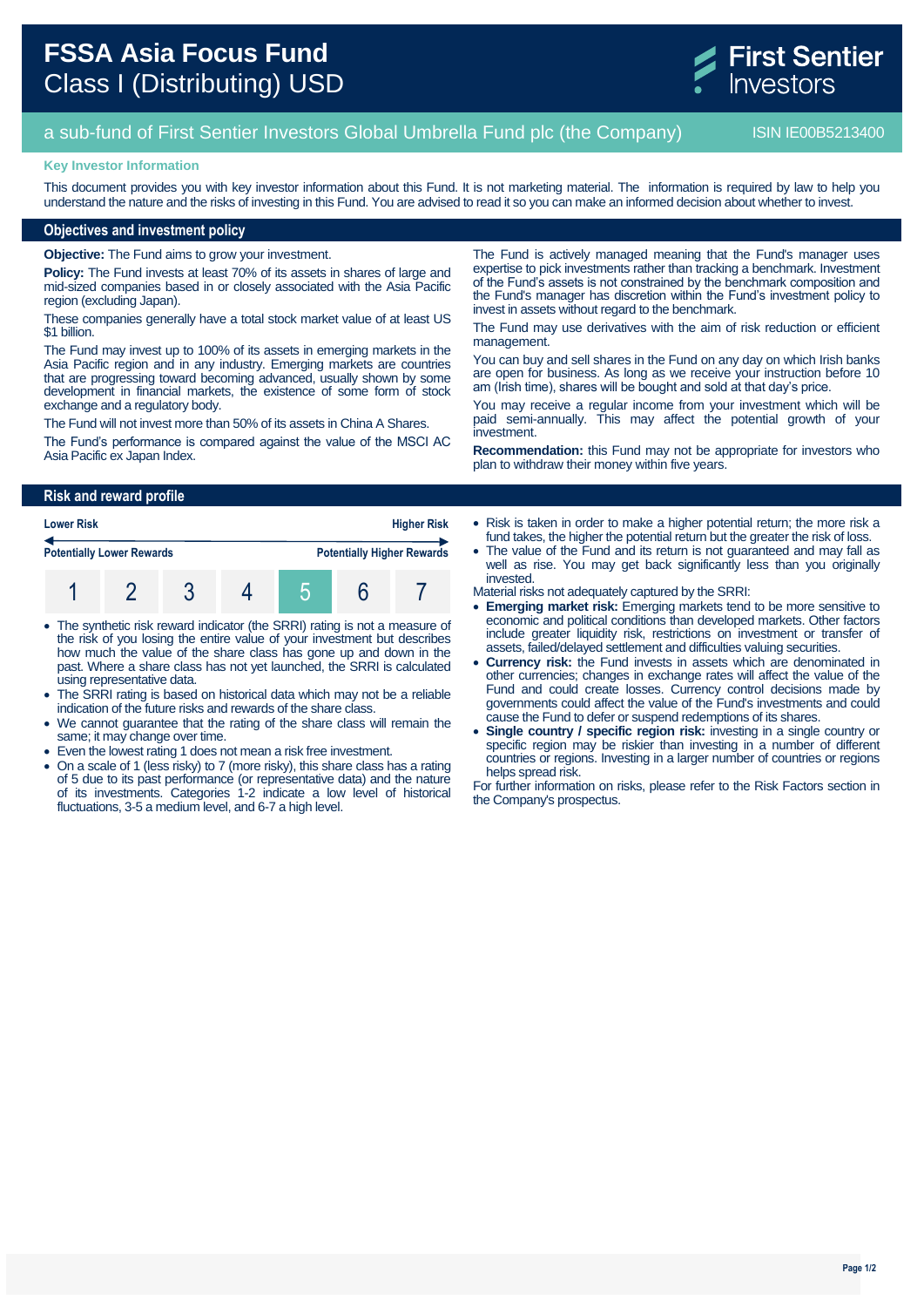# FSSA Asia Focus Fund
# Class I (Distributing) USD

First Sentier Investors

## a sub-fund of First Sentier Investors Global Umbrella Fund plc (the Company)

ISIN IE00B5213400

**Key Investor Information**

This document provides you with key investor information about this Fund. It is not marketing material. The information is required by law to help you understand the nature and the risks of investing in this Fund. You are advised to read it so you can make an informed decision about whether to invest.

## Objectives and investment policy

**Objective:** The Fund aims to grow your investment.

**Policy:** The Fund invests at least 70% of its assets in shares of large and mid-sized companies based in or closely associated with the Asia Pacific region (excluding Japan).

These companies generally have a total stock market value of at least US $1 billion.

The Fund may invest up to 100% of its assets in emerging markets in the Asia Pacific region and in any industry. Emerging markets are countries that are progressing toward becoming advanced, usually shown by some development in financial markets, the existence of some form of stock exchange and a regulatory body.

The Fund will not invest more than 50% of its assets in China A Shares.

The Fund's performance is compared against the value of the MSCI AC Asia Pacific ex Japan Index.

The Fund is actively managed meaning that the Fund's manager uses expertise to pick investments rather than tracking a benchmark. Investment of the Fund's assets is not constrained by the benchmark composition and the Fund's manager has discretion within the Fund's investment policy to invest in assets without regard to the benchmark.

The Fund may use derivatives with the aim of risk reduction or efficient management.

You can buy and sell shares in the Fund on any day on which Irish banks are open for business. As long as we receive your instruction before 10 am (Irish time), shares will be bought and sold at that day's price.

You may receive a regular income from your investment which will be paid semi-annually. This may affect the potential growth of your investment.

**Recommendation:** this Fund may not be appropriate for investors who plan to withdraw their money within five years.

## Risk and reward profile

| Lower Risk | | | | | | Higher Risk |
|---|---|---|---|---|---|---|
| Potentially Lower Rewards | | | | | | Potentially Higher Rewards |
| 1 | 2 | 3 | 4 | **5** | 6 | 7 |

- The synthetic risk reward indicator (the SRRI) rating is not a measure of the risk of you losing the entire value of your investment but describes how much the value of the share class has gone up and down in the past. Where a share class has not yet launched, the SRRI is calculated using representative data.
- The SRRI rating is based on historical data which may not be a reliable indication of the future risks and rewards of the share class.
- We cannot guarantee that the rating of the share class will remain the same; it may change over time.
- Even the lowest rating 1 does not mean a risk free investment.
- On a scale of 1 (less risky) to 7 (more risky), this share class has a rating of 5 due to its past performance (or representative data) and the nature of its investments. Categories 1-2 indicate a low level of historical fluctuations, 3-5 a medium level, and 6-7 a high level.
- Risk is taken in order to make a higher potential return; the more risk a fund takes, the higher the potential return but the greater the risk of loss.
- The value of the Fund and its return is not guaranteed and may fall as well as rise. You may get back significantly less than you originally invested.

Material risks not adequately captured by the SRRI:

- **Emerging market risk:** Emerging markets tend to be more sensitive to economic and political conditions than developed markets. Other factors include greater liquidity risk, restrictions on investment or transfer of assets, failed/delayed settlement and difficulties valuing securities.
- **Currency risk:** the Fund invests in assets which are denominated in other currencies; changes in exchange rates will affect the value of the Fund and could create losses. Currency control decisions made by governments could affect the value of the Fund's investments and could cause the Fund to defer or suspend redemptions of its shares.
- **Single country / specific region risk:** investing in a single country or specific region may be riskier than investing in a number of different countries or regions. Investing in a larger number of countries or regions helps spread risk.

For further information on risks, please refer to the Risk Factors section in the Company's prospectus.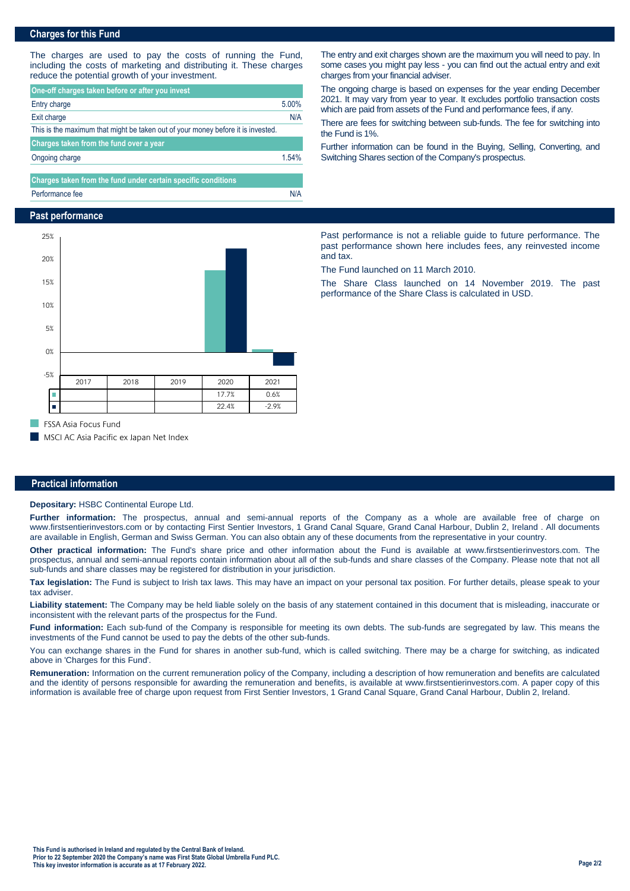## Charges for this Fund

The charges are used to pay the costs of running the Fund, including the costs of marketing and distributing it. These charges reduce the potential growth of your investment.

| | |
|---|---|
| **One-off charges taken before or after you invest** | |
| Entry charge | 5.00% |
| Exit charge | N/A |
| This is the maximum that might be taken out of your money before it is invested. | |
| **Charges taken from the fund over a year** | |
| Ongoing charge | 1.54% |
| **Charges taken from the fund under certain specific conditions** | |
| Performance fee | N/A |

The entry and exit charges shown are the maximum you will need to pay. In some cases you might pay less - you can find out the actual entry and exit charges from your financial adviser.

The ongoing charge is based on expenses for the year ending December 2021. It may vary from year to year. It excludes portfolio transaction costs which are paid from assets of the Fund and performance fees, if any.

There are fees for switching between sub-funds. The fee for switching into the Fund is 1%.

Further information can be found in the Buying, Selling, Converting, and Switching Shares section of the Company's prospectus.

## Past performance

25%
20%
15%
10%
5%
0%
-5%

2017 2018 2019 2020 2021

FSSA Asia Focus Fund: 2020: 17.7%, 2021: 0.6%

MSCI AC Asia Pacific ex Japan Net Index: 2020: 22.4%, 2021: -2.9%

Past performance is not a reliable guide to future performance. The past performance shown here includes fees, any reinvested income and tax.

The Fund launched on 11 March 2010.

The Share Class launched on 14 November 2019. The past performance of the Share Class is calculated in USD.

## Practical information

**Depositary:** HSBC Continental Europe Ltd.

**Further information:** The prospectus, annual and semi-annual reports of the Company as a whole are available free of charge on www.firstsentierinvestors.com or by contacting First Sentier Investors, 1 Grand Canal Square, Grand Canal Harbour, Dublin 2, Ireland . All documents are available in English, German and Swiss German. You can also obtain any of these documents from the representative in your country.

**Other practical information:** The Fund's share price and other information about the Fund is available at www.firstsentierinvestors.com. The prospectus, annual and semi-annual reports contain information about all of the sub-funds and share classes of the Company. Please note that not all sub-funds and share classes may be registered for distribution in your jurisdiction.

**Tax legislation:** The Fund is subject to Irish tax laws. This may have an impact on your personal tax position. For further details, please speak to your tax adviser.

**Liability statement:** The Company may be held liable solely on the basis of any statement contained in this document that is misleading, inaccurate or inconsistent with the relevant parts of the prospectus for the Fund.

**Fund information:** Each sub-fund of the Company is responsible for meeting its own debts. The sub-funds are segregated by law. This means the investments of the Fund cannot be used to pay the debts of the other sub-funds.

You can exchange shares in the Fund for shares in another sub-fund, which is called switching. There may be a charge for switching, as indicated above in 'Charges for this Fund'.

**Remuneration:** Information on the current remuneration policy of the Company, including a description of how remuneration and benefits are calculated and the identity of persons responsible for awarding the remuneration and benefits, is available at www.firstsentierinvestors.com. A paper copy of this information is available free of charge upon request from First Sentier Investors, 1 Grand Canal Square, Grand Canal Harbour, Dublin 2, Ireland.

**This Fund is authorised in Ireland and regulated by the Central Bank of Ireland.**
**Prior to 22 September 2020 the Company's name was First State Global Umbrella Fund PLC.**
**This key investor information is accurate as at 17 February 2022.**